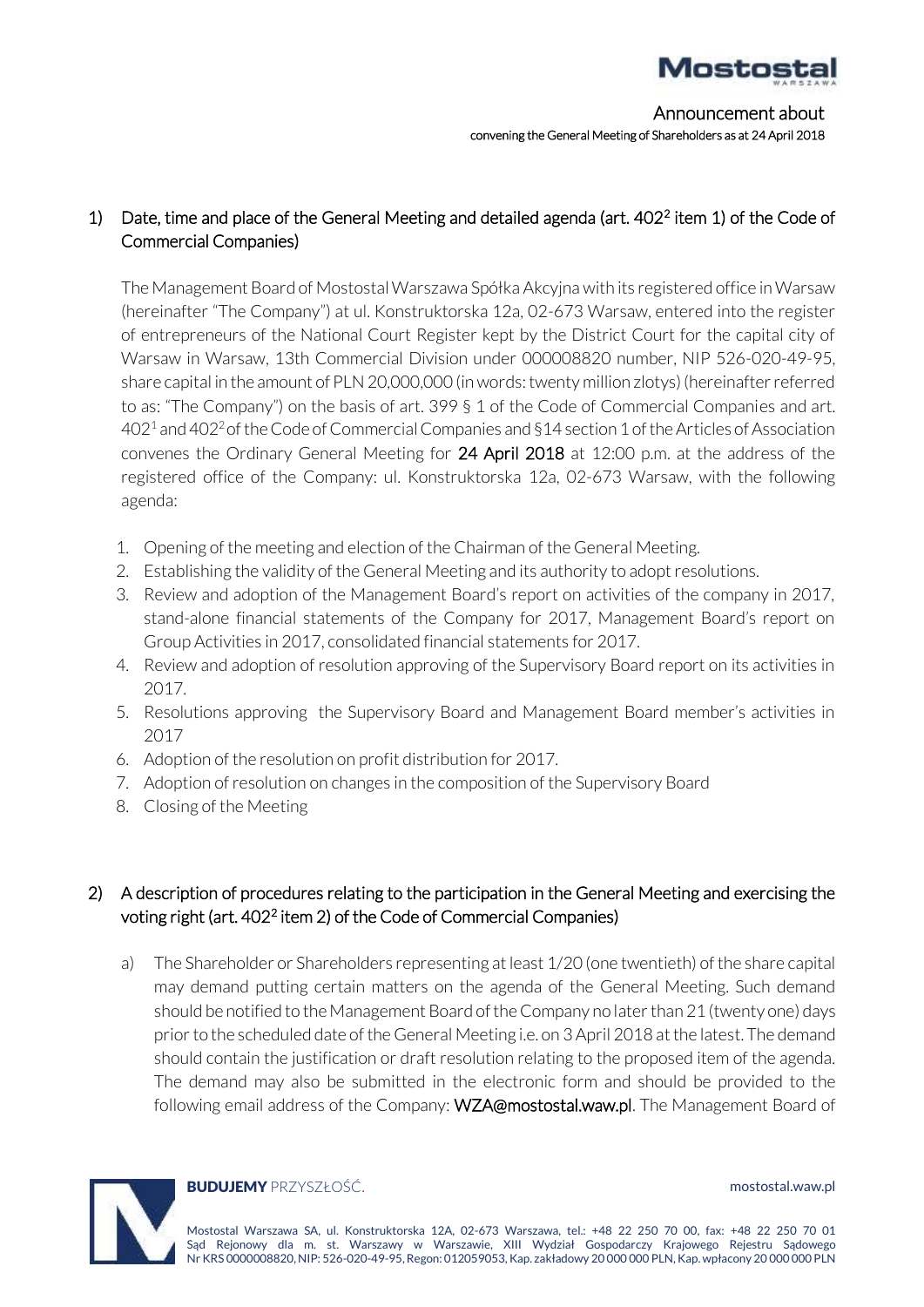Announcement about
convening the General Meeting of Shareholders as at 24 April 2018

1) Date, time and place of the General Meeting and detailed agenda (art. 402[2] item 1) of the Code of Commercial Companies)

The Management Board of Mostostal Warszawa Spółka Akcyjna with its registered office in Warsaw (hereinafter "The Company") at ul. Konstruktorska 12a, 02-673 Warsaw, entered into the register of entrepreneurs of the National Court Register kept by the District Court for the capital city of Warsaw in Warsaw, 13th Commercial Division under 000008820 number, NIP 526-020-49-95, share capital in the amount of PLN 20,000,000 (in words: twenty million zlotys) (hereinafter referred to as: "The Company") on the basis of art. 399 § 1 of the Code of Commercial Companies and art. 402[1] and 402[2] of the Code of Commercial Companies and §14 section 1 of the Articles of Association convenes the Ordinary General Meeting for **24 April 2018** at 12:00 p.m. at the address of the registered office of the Company: ul. Konstruktorska 12a, 02-673 Warsaw, with the following agenda:

1. Opening of the meeting and election of the Chairman of the General Meeting.
2. Establishing the validity of the General Meeting and its authority to adopt resolutions.
3. Review and adoption of the Management Board's report on activities of the company in 2017, stand-alone financial statements of the Company for 2017, Management Board's report on Group Activities in 2017, consolidated financial statements for 2017.
4. Review and adoption of resolution approving of the Supervisory Board report on its activities in 2017.
5. Resolutions approving the Supervisory Board and Management Board member's activities in 2017
6. Adoption of the resolution on profit distribution for 2017.
7. Adoption of resolution on changes in the composition of the Supervisory Board
8. Closing of the Meeting

2) A description of procedures relating to the participation in the General Meeting and exercising the voting right (art. 402[2] item 2) of the Code of Commercial Companies)

a) The Shareholder or Shareholders representing at least 1/20 (one twentieth) of the share capital may demand putting certain matters on the agenda of the General Meeting. Such demand should be notified to the Management Board of the Company no later than 21 (twenty one) days prior to the scheduled date of the General Meeting i.e. on 3 April 2018 at the latest. The demand should contain the justification or draft resolution relating to the proposed item of the agenda. The demand may also be submitted in the electronic form and should be provided to the following email address of the Company: **WZA@mostostal.waw.pl**. The Management Board of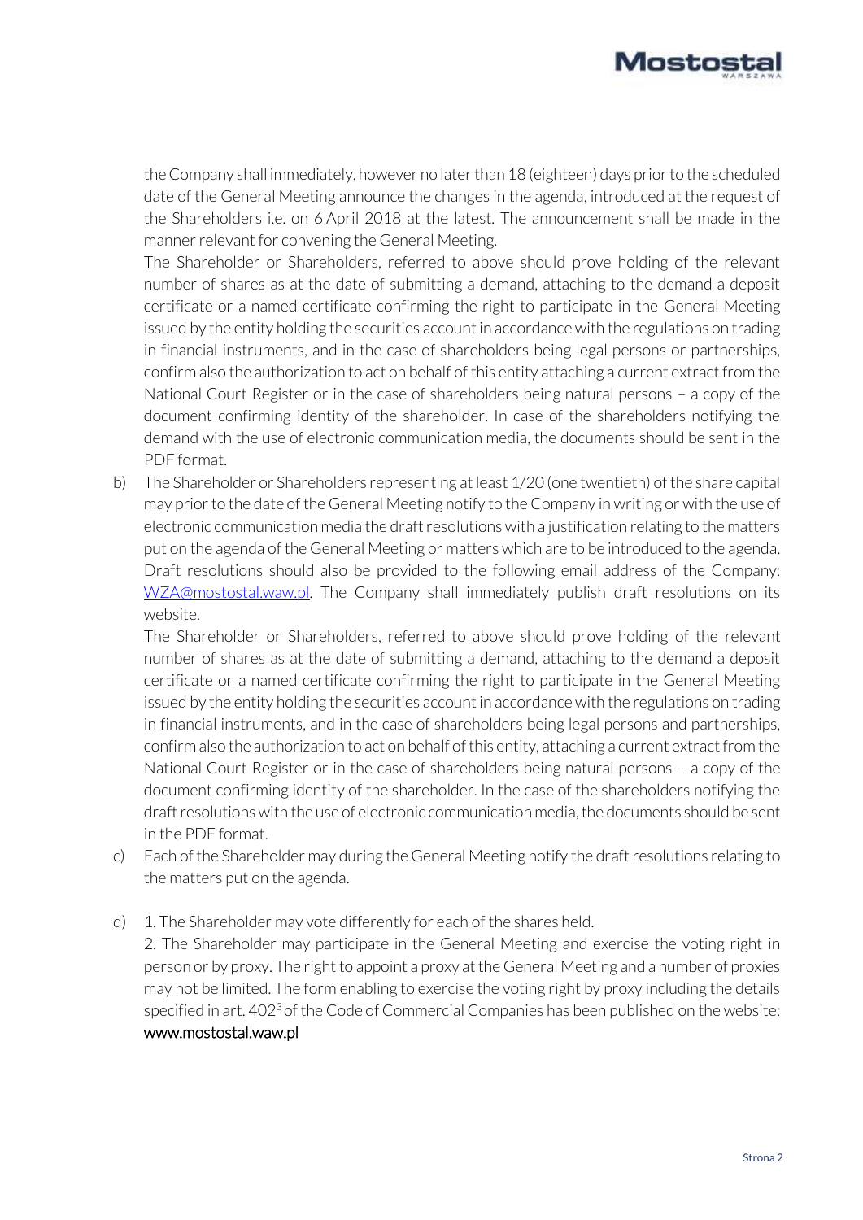the Company shall immediately, however no later than 18 (eighteen) days prior to the scheduled date of the General Meeting announce the changes in the agenda, introduced at the request of the Shareholders i.e. on 6 April 2018 at the latest. The announcement shall be made in the manner relevant for convening the General Meeting.

The Shareholder or Shareholders, referred to above should prove holding of the relevant number of shares as at the date of submitting a demand, attaching to the demand a deposit certificate or a named certificate confirming the right to participate in the General Meeting issued by the entity holding the securities account in accordance with the regulations on trading in financial instruments, and in the case of shareholders being legal persons or partnerships, confirm also the authorization to act on behalf of this entity attaching a current extract from the National Court Register or in the case of shareholders being natural persons – a copy of the document confirming identity of the shareholder. In case of the shareholders notifying the demand with the use of electronic communication media, the documents should be sent in the PDF format.

b) The Shareholder or Shareholders representing at least 1/20 (one twentieth) of the share capital may prior to the date of the General Meeting notify to the Company in writing or with the use of electronic communication media the draft resolutions with a justification relating to the matters put on the agenda of the General Meeting or matters which are to be introduced to the agenda. Draft resolutions should also be provided to the following email address of the Company: WZA@mostostal.waw.pl. The Company shall immediately publish draft resolutions on its website.

   The Shareholder or Shareholders, referred to above should prove holding of the relevant number of shares as at the date of submitting a demand, attaching to the demand a deposit certificate or a named certificate confirming the right to participate in the General Meeting issued by the entity holding the securities account in accordance with the regulations on trading in financial instruments, and in the case of shareholders being legal persons and partnerships, confirm also the authorization to act on behalf of this entity, attaching a current extract from the National Court Register or in the case of shareholders being natural persons – a copy of the document confirming identity of the shareholder. In the case of the shareholders notifying the draft resolutions with the use of electronic communication media, the documents should be sent in the PDF format.

c) Each of the Shareholder may during the General Meeting notify the draft resolutions relating to the matters put on the agenda.

d) 1. The Shareholder may vote differently for each of the shares held.

   2. The Shareholder may participate in the General Meeting and exercise the voting right in person or by proxy. The right to appoint a proxy at the General Meeting and a number of proxies may not be limited. The form enabling to exercise the voting right by proxy including the details specified in art. $402^3$ of the Code of Commercial Companies has been published on the website: www.mostostal.waw.pl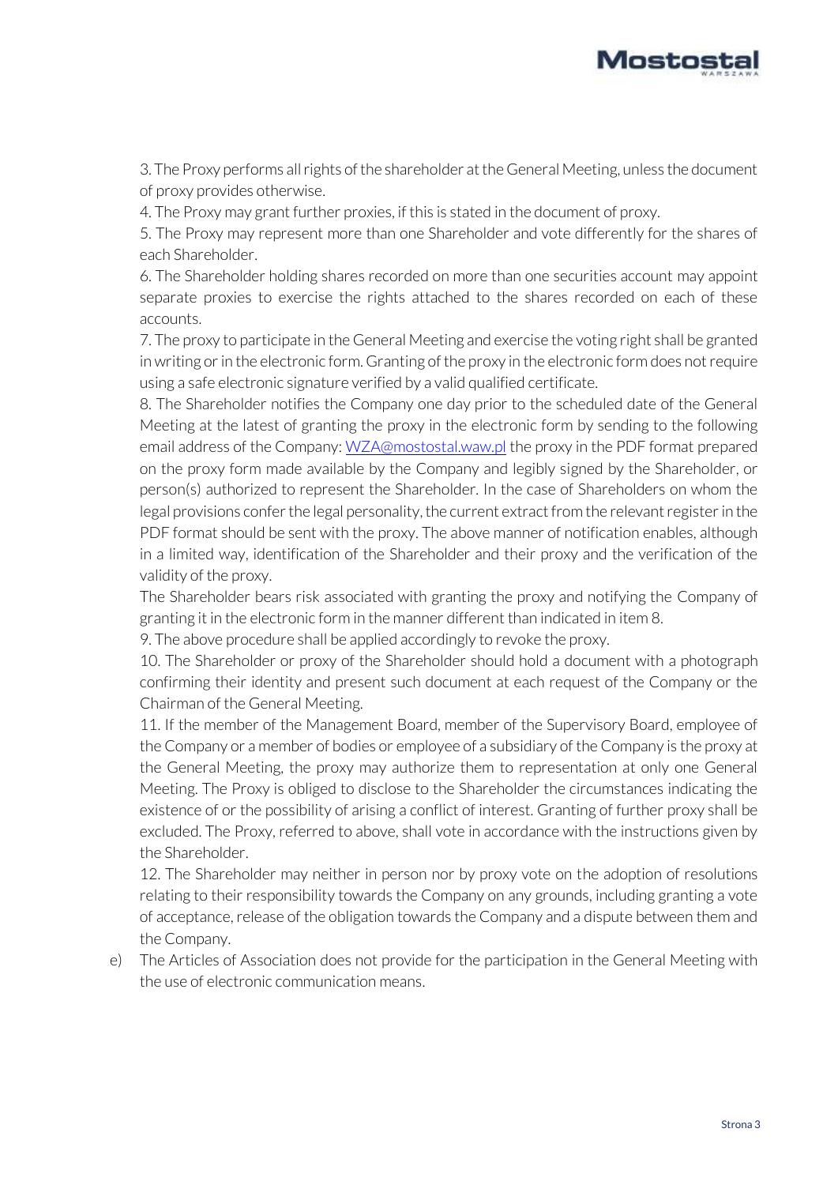3. The Proxy performs all rights of the shareholder at the General Meeting, unless the document of proxy provides otherwise.

4. The Proxy may grant further proxies, if this is stated in the document of proxy.

5. The Proxy may represent more than one Shareholder and vote differently for the shares of each Shareholder.

6. The Shareholder holding shares recorded on more than one securities account may appoint separate proxies to exercise the rights attached to the shares recorded on each of these accounts.

7. The proxy to participate in the General Meeting and exercise the voting right shall be granted in writing or in the electronic form. Granting of the proxy in the electronic form does not require using a safe electronic signature verified by a valid qualified certificate.

8. The Shareholder notifies the Company one day prior to the scheduled date of the General Meeting at the latest of granting the proxy in the electronic form by sending to the following email address of the Company: [WZA@mostostal.waw.pl](mailto:WZA@mostostal.waw.pl) the proxy in the PDF format prepared on the proxy form made available by the Company and legibly signed by the Shareholder, or person(s) authorized to represent the Shareholder. In the case of Shareholders on whom the legal provisions confer the legal personality, the current extract from the relevant register in the PDF format should be sent with the proxy. The above manner of notification enables, although in a limited way, identification of the Shareholder and their proxy and the verification of the validity of the proxy.

The Shareholder bears risk associated with granting the proxy and notifying the Company of granting it in the electronic form in the manner different than indicated in item 8.

9. The above procedure shall be applied accordingly to revoke the proxy.

10. The Shareholder or proxy of the Shareholder should hold a document with a photograph confirming their identity and present such document at each request of the Company or the Chairman of the General Meeting.

11. If the member of the Management Board, member of the Supervisory Board, employee of the Company or a member of bodies or employee of a subsidiary of the Company is the proxy at the General Meeting, the proxy may authorize them to representation at only one General Meeting. The Proxy is obliged to disclose to the Shareholder the circumstances indicating the existence of or the possibility of arising a conflict of interest. Granting of further proxy shall be excluded. The Proxy, referred to above, shall vote in accordance with the instructions given by the Shareholder.

12. The Shareholder may neither in person nor by proxy vote on the adoption of resolutions relating to their responsibility towards the Company on any grounds, including granting a vote of acceptance, release of the obligation towards the Company and a dispute between them and the Company.

e) The Articles of Association does not provide for the participation in the General Meeting with the use of electronic communication means.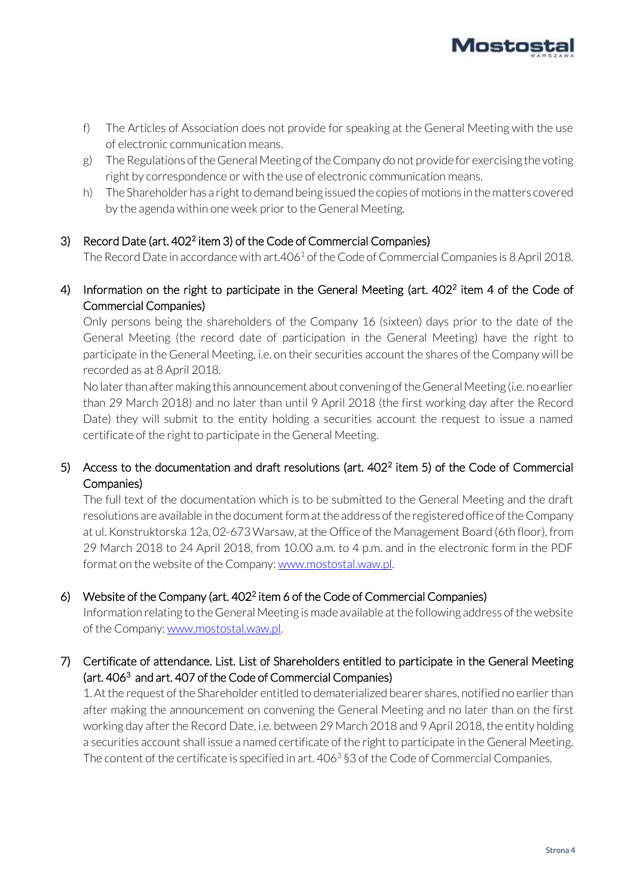f) The Articles of Association does not provide for speaking at the General Meeting with the use of electronic communication means.

g) The Regulations of the General Meeting of the Company do not provide for exercising the voting right by correspondence or with the use of electronic communication means.

h) The Shareholder has a right to demand being issued the copies of motions in the matters covered by the agenda within one week prior to the General Meeting.

3) Record Date (art. $402^2$ item 3) of the Code of Commercial Companies)

The Record Date in accordance with art. $406^1$ of the Code of Commercial Companies is 8 April 2018.

4) Information on the right to participate in the General Meeting (art. $402^2$ item 4 of the Code of Commercial Companies)

Only persons being the shareholders of the Company 16 (sixteen) days prior to the date of the General Meeting (the record date of participation in the General Meeting) have the right to participate in the General Meeting, i.e. on their securities account the shares of the Company will be recorded as at 8 April 2018.

No later than after making this announcement about convening of the General Meeting (i.e. no earlier than 29 March 2018) and no later than until 9 April 2018 (the first working day after the Record Date) they will submit to the entity holding a securities account the request to issue a named certificate of the right to participate in the General Meeting.

5) Access to the documentation and draft resolutions (art. $402^2$ item 5) of the Code of Commercial Companies)

The full text of the documentation which is to be submitted to the General Meeting and the draft resolutions are available in the document form at the address of the registered office of the Company at ul. Konstruktorska 12a, 02-673 Warsaw, at the Office of the Management Board (6th floor), from 29 March 2018 to 24 April 2018, from 10.00 a.m. to 4 p.m. and in the electronic form in the PDF format on the website of the Company: www.mostostal.waw.pl.

6) Website of the Company (art. $402^2$ item 6 of the Code of Commercial Companies)

Information relating to the General Meeting is made available at the following address of the website of the Company: www.mostostal.waw.pl.

7) Certificate of attendance. List. List of Shareholders entitled to participate in the General Meeting (art. $406^3$ and art. 407 of the Code of Commercial Companies)

1. At the request of the Shareholder entitled to dematerialized bearer shares, notified no earlier than after making the announcement on convening the General Meeting and no later than on the first working day after the Record Date, i.e. between 29 March 2018 and 9 April 2018, the entity holding a securities account shall issue a named certificate of the right to participate in the General Meeting. The content of the certificate is specified in art. $406^3$ §3 of the Code of Commercial Companies.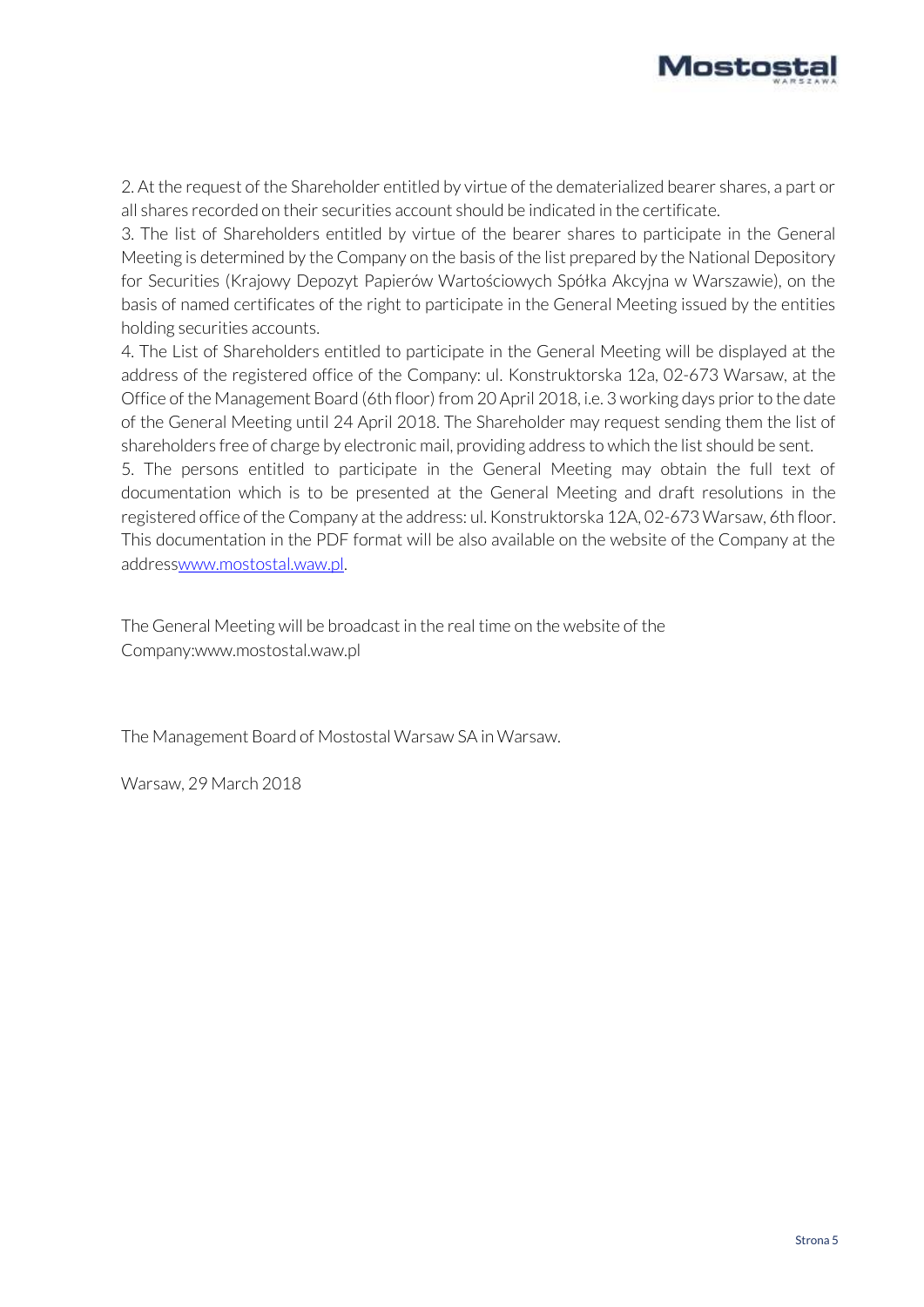2. At the request of the Shareholder entitled by virtue of the dematerialized bearer shares, a part or all shares recorded on their securities account should be indicated in the certificate.

3. The list of Shareholders entitled by virtue of the bearer shares to participate in the General Meeting is determined by the Company on the basis of the list prepared by the National Depository for Securities (Krajowy Depozyt Papierów Wartościowych Spółka Akcyjna w Warszawie), on the basis of named certificates of the right to participate in the General Meeting issued by the entities holding securities accounts.

4. The List of Shareholders entitled to participate in the General Meeting will be displayed at the address of the registered office of the Company: ul. Konstruktorska 12a, 02-673 Warsaw, at the Office of the Management Board (6th floor) from 20 April 2018, i.e. 3 working days prior to the date of the General Meeting until 24 April 2018. The Shareholder may request sending them the list of shareholders free of charge by electronic mail, providing address to which the list should be sent.

5. The persons entitled to participate in the General Meeting may obtain the full text of documentation which is to be presented at the General Meeting and draft resolutions in the registered office of the Company at the address: ul. Konstruktorska 12A, 02-673 Warsaw, 6th floor. This documentation in the PDF format will be also available on the website of the Company at the address[www.mostostal.waw.pl](http://www.mostostal.waw.pl).

The General Meeting will be broadcast in the real time on the website of the Company:www.mostostal.waw.pl

The Management Board of Mostostal Warsaw SA in Warsaw.

Warsaw, 29 March 2018